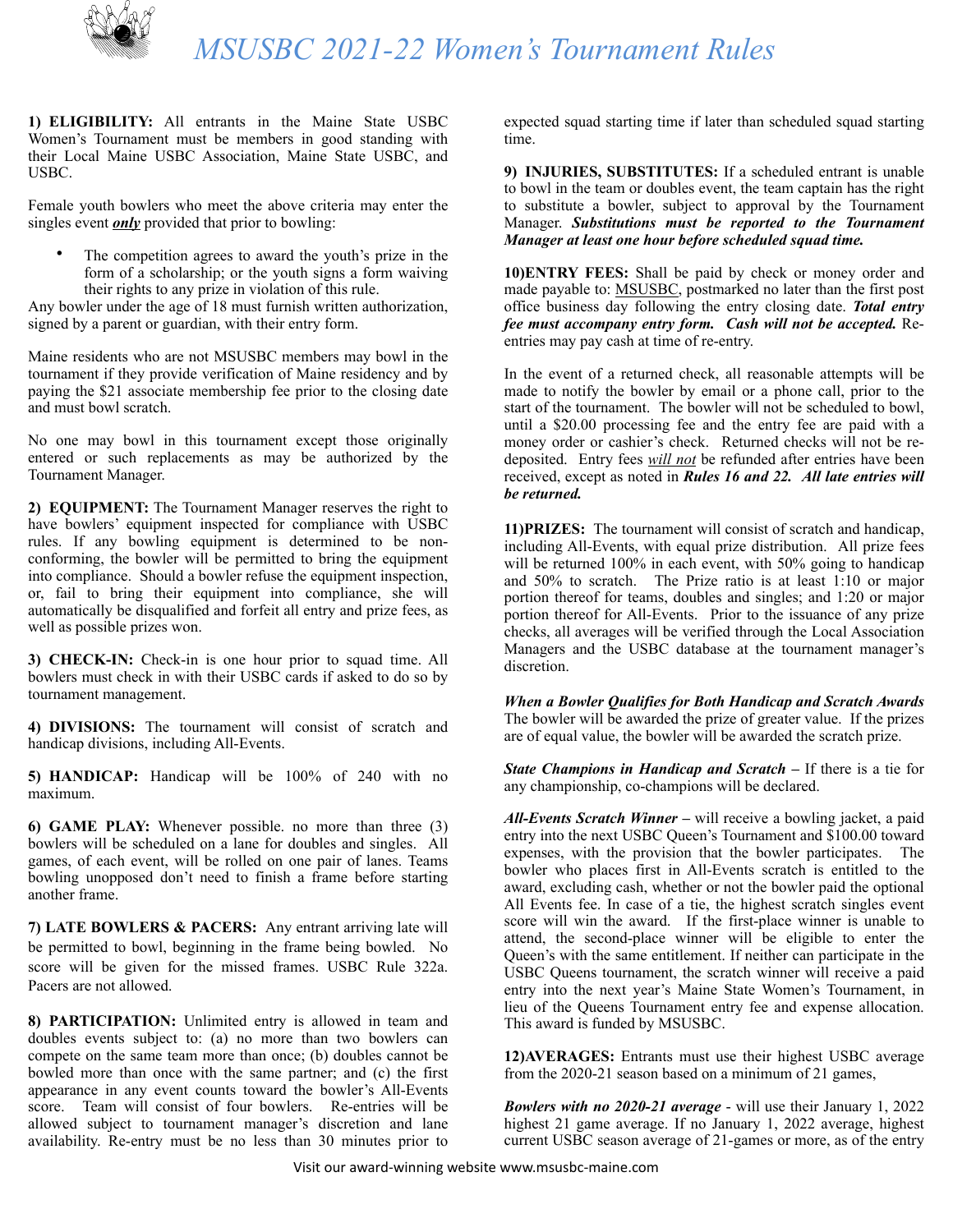# MSUSBC 2021-22 Women's Tournament Rules

**1) ELIGIBILITY:** All entrants in the Maine State USBC Women's Tournament must be members in good standing with their Local Maine USBC Association, Maine State USBC, and USBC.

Female youth bowlers who meet the above criteria may enter the singles event ***only*** provided that prior to bowling:

- The competition agrees to award the youth's prize in the form of a scholarship; or the youth signs a form waiving their rights to any prize in violation of this rule.

Any bowler under the age of 18 must furnish written authorization, signed by a parent or guardian, with their entry form.

Maine residents who are not MSUSBC members may bowl in the tournament if they provide verification of Maine residency and by paying the $21 associate membership fee prior to the closing date and must bowl scratch.

No one may bowl in this tournament except those originally entered or such replacements as may be authorized by the Tournament Manager.

**2) EQUIPMENT:** The Tournament Manager reserves the right to have bowlers' equipment inspected for compliance with USBC rules. If any bowling equipment is determined to be non-conforming, the bowler will be permitted to bring the equipment into compliance. Should a bowler refuse the equipment inspection, or, fail to bring their equipment into compliance, she will automatically be disqualified and forfeit all entry and prize fees, as well as possible prizes won.

**3) CHECK-IN:** Check-in is one hour prior to squad time. All bowlers must check in with their USBC cards if asked to do so by tournament management.

**4) DIVISIONS:** The tournament will consist of scratch and handicap divisions, including All-Events.

**5) HANDICAP:** Handicap will be 100% of 240 with no maximum.

**6) GAME PLAY:** Whenever possible. no more than three (3) bowlers will be scheduled on a lane for doubles and singles. All games, of each event, will be rolled on one pair of lanes. Teams bowling unopposed don't need to finish a frame before starting another frame.

**7) LATE BOWLERS & PACERS:** Any entrant arriving late will be permitted to bowl, beginning in the frame being bowled. No score will be given for the missed frames. USBC Rule 322a. Pacers are not allowed.

**8) PARTICIPATION:** Unlimited entry is allowed in team and doubles events subject to: (a) no more than two bowlers can compete on the same team more than once; (b) doubles cannot be bowled more than once with the same partner; and (c) the first appearance in any event counts toward the bowler's All-Events score. Team will consist of four bowlers. Re-entries will be allowed subject to tournament manager's discretion and lane availability. Re-entry must be no less than 30 minutes prior to expected squad starting time if later than scheduled squad starting time.

**9) INJURIES, SUBSTITUTES:** If a scheduled entrant is unable to bowl in the team or doubles event, the team captain has the right to substitute a bowler, subject to approval by the Tournament Manager. ***Substitutions must be reported to the Tournament Manager at least one hour before scheduled squad time.***

**10)ENTRY FEES:** Shall be paid by check or money order and made payable to: MSUSBC, postmarked no later than the first post office business day following the entry closing date. ***Total entry fee must accompany entry form. Cash will not be accepted.*** Re-entries may pay cash at time of re-entry.

In the event of a returned check, all reasonable attempts will be made to notify the bowler by email or a phone call, prior to the start of the tournament. The bowler will not be scheduled to bowl, until a $20.00 processing fee and the entry fee are paid with a money order or cashier's check. Returned checks will not be re-deposited. Entry fees *will not* be refunded after entries have been received, except as noted in ***Rules 16 and 22. All late entries will be returned.***

**11)PRIZES:** The tournament will consist of scratch and handicap, including All-Events, with equal prize distribution. All prize fees will be returned 100% in each event, with 50% going to handicap and 50% to scratch. The Prize ratio is at least 1:10 or major portion thereof for teams, doubles and singles; and 1:20 or major portion thereof for All-Events. Prior to the issuance of any prize checks, all averages will be verified through the Local Association Managers and the USBC database at the tournament manager's discretion.

***When a Bowler Qualifies for Both Handicap and Scratch Awards*** The bowler will be awarded the prize of greater value. If the prizes are of equal value, the bowler will be awarded the scratch prize.

***State Champions in Handicap and Scratch*** **–** If there is a tie for any championship, co-champions will be declared.

***All-Events Scratch Winner*** **–** will receive a bowling jacket, a paid entry into the next USBC Queen's Tournament and $100.00 toward expenses, with the provision that the bowler participates. The bowler who places first in All-Events scratch is entitled to the award, excluding cash, whether or not the bowler paid the optional All Events fee. In case of a tie, the highest scratch singles event score will win the award. If the first-place winner is unable to attend, the second-place winner will be eligible to enter the Queen's with the same entitlement. If neither can participate in the USBC Queens tournament, the scratch winner will receive a paid entry into the next year's Maine State Women's Tournament, in lieu of the Queens Tournament entry fee and expense allocation. This award is funded by MSUSBC.

**12)AVERAGES:** Entrants must use their highest USBC average from the 2020-21 season based on a minimum of 21 games,

***Bowlers with no 2020-21 average*** - will use their January 1, 2022 highest 21 game average. If no January 1, 2022 average, highest current USBC season average of 21-games or more, as of the entry

Visit our award-winning website www.msusbc-maine.com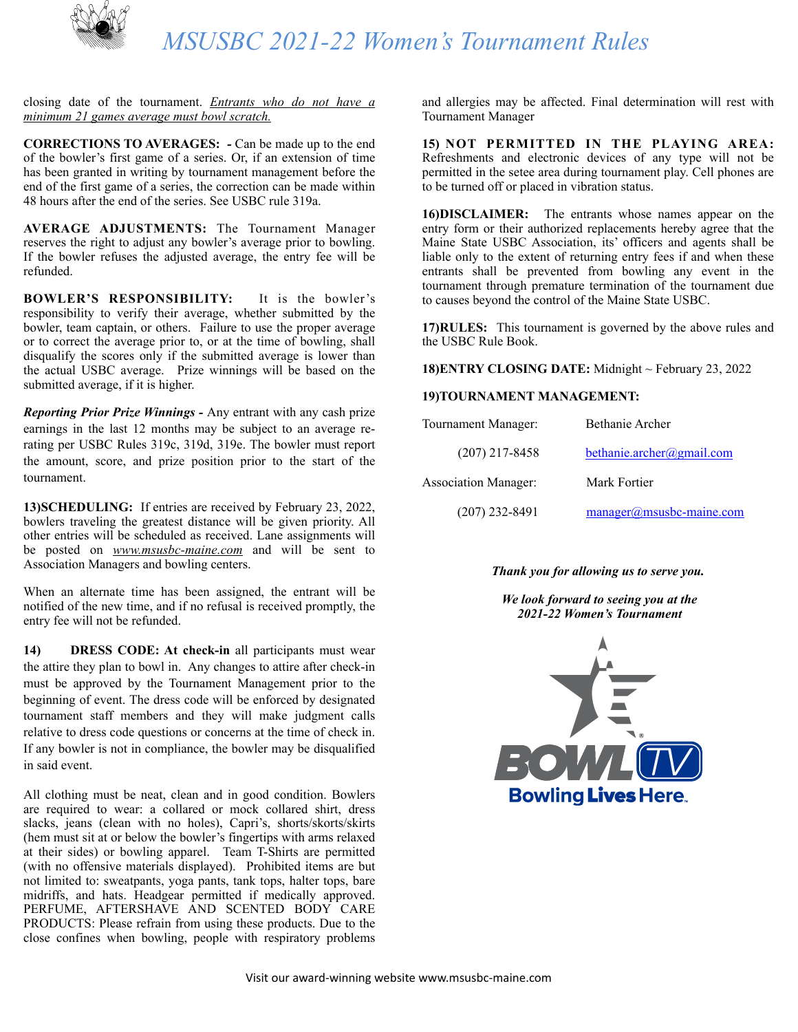closing date of the tournament. *Entrants who do not have a minimum 21 games average must bowl scratch.*

**CORRECTIONS TO AVERAGES: -** Can be made up to the end of the bowler's first game of a series. Or, if an extension of time has been granted in writing by tournament management before the end of the first game of a series, the correction can be made within 48 hours after the end of the series. See USBC rule 319a.

**AVERAGE ADJUSTMENTS:** The Tournament Manager reserves the right to adjust any bowler's average prior to bowling. If the bowler refuses the adjusted average, the entry fee will be refunded.

**BOWLER'S RESPONSIBILITY:** It is the bowler's responsibility to verify their average, whether submitted by the bowler, team captain, or others. Failure to use the proper average or to correct the average prior to, or at the time of bowling, shall disqualify the scores only if the submitted average is lower than the actual USBC average. Prize winnings will be based on the submitted average, if it is higher.

***Reporting Prior Prize Winnings -*** Any entrant with any cash prize earnings in the last 12 months may be subject to an average re-rating per USBC Rules 319c, 319d, 319e. The bowler must report the amount, score, and prize position prior to the start of the tournament.

**13)SCHEDULING:** If entries are received by February 23, 2022, bowlers traveling the greatest distance will be given priority. All other entries will be scheduled as received. Lane assignments will be posted on *www.msusbc-maine.com* and will be sent to Association Managers and bowling centers.

When an alternate time has been assigned, the entrant will be notified of the new time, and if no refusal is received promptly, the entry fee will not be refunded.

**14) DRESS CODE: At check-in** all participants must wear the attire they plan to bowl in. Any changes to attire after check-in must be approved by the Tournament Management prior to the beginning of event. The dress code will be enforced by designated tournament staff members and they will make judgment calls relative to dress code questions or concerns at the time of check in. If any bowler is not in compliance, the bowler may be disqualified in said event.

All clothing must be neat, clean and in good condition. Bowlers are required to wear: a collared or mock collared shirt, dress slacks, jeans (clean with no holes), Capri's, shorts/skorts/skirts (hem must sit at or below the bowler's fingertips with arms relaxed at their sides) or bowling apparel. Team T-Shirts are permitted (with no offensive materials displayed). Prohibited items are but not limited to: sweatpants, yoga pants, tank tops, halter tops, bare midriffs, and hats. Headgear permitted if medically approved. PERFUME, AFTERSHAVE AND SCENTED BODY CARE PRODUCTS: Please refrain from using these products. Due to the close confines when bowling, people with respiratory problems and allergies may be affected. Final determination will rest with Tournament Manager

**15) NOT PERMITTED IN THE PLAYING AREA:** Refreshments and electronic devices of any type will not be permitted in the setee area during tournament play. Cell phones are to be turned off or placed in vibration status.

**16)DISCLAIMER:** The entrants whose names appear on the entry form or their authorized replacements hereby agree that the Maine State USBC Association, its' officers and agents shall be liable only to the extent of returning entry fees if and when these entrants shall be prevented from bowling any event in the tournament through premature termination of the tournament due to causes beyond the control of the Maine State USBC.

**17)RULES:** This tournament is governed by the above rules and the USBC Rule Book.

**18)ENTRY CLOSING DATE:** Midnight ~ February 23, 2022

**19)TOURNAMENT MANAGEMENT:**

| | |
|---|---|
| Tournament Manager: | Bethanie Archer |
| (207) 217-8458 | bethanie.archer@gmail.com |
| Association Manager: | Mark Fortier |
| (207) 232-8491 | manager@msusbc-maine.com |

***Thank you for allowing us to serve you.***

***We look forward to seeing you at the 2021-22 Women's Tournament***

BOWL TV
Bowling Lives Here.

Visit our award-winning website www.msusbc-maine.com